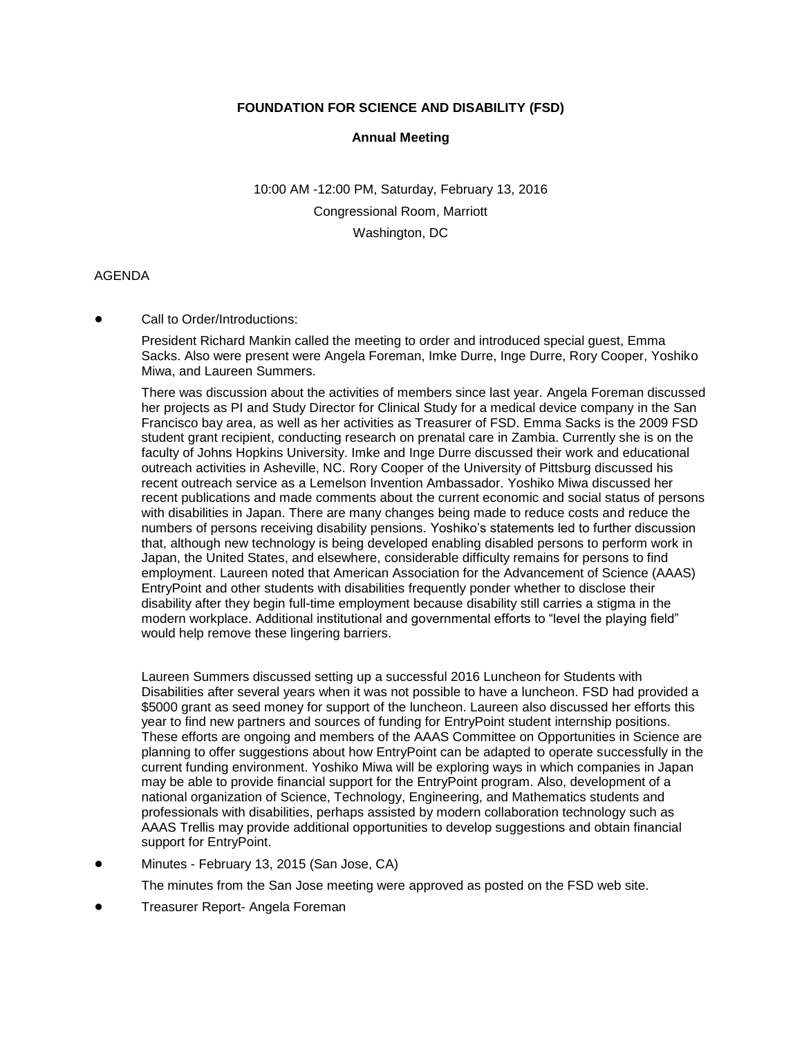**FOUNDATION FOR SCIENCE AND DISABILITY (FSD)**

**Annual Meeting**

10:00 AM -12:00 PM, Saturday, February 13, 2016
Congressional Room, Marriott
Washington, DC

AGENDA

- Call to Order/Introductions:

  President Richard Mankin called the meeting to order and introduced special guest, Emma Sacks. Also were present were Angela Foreman, Imke Durre, Inge Durre, Rory Cooper, Yoshiko Miwa, and Laureen Summers.

  There was discussion about the activities of members since last year. Angela Foreman discussed her projects as PI and Study Director for Clinical Study for a medical device company in the San Francisco bay area, as well as her activities as Treasurer of FSD. Emma Sacks is the 2009 FSD student grant recipient, conducting research on prenatal care in Zambia. Currently she is on the faculty of Johns Hopkins University. Imke and Inge Durre discussed their work and educational outreach activities in Asheville, NC. Rory Cooper of the University of Pittsburg discussed his recent outreach service as a Lemelson Invention Ambassador. Yoshiko Miwa discussed her recent publications and made comments about the current economic and social status of persons with disabilities in Japan. There are many changes being made to reduce costs and reduce the numbers of persons receiving disability pensions. Yoshiko's statements led to further discussion that, although new technology is being developed enabling disabled persons to perform work in Japan, the United States, and elsewhere, considerable difficulty remains for persons to find employment. Laureen noted that American Association for the Advancement of Science (AAAS) EntryPoint and other students with disabilities frequently ponder whether to disclose their disability after they begin full-time employment because disability still carries a stigma in the modern workplace. Additional institutional and governmental efforts to "level the playing field" would help remove these lingering barriers.

  Laureen Summers discussed setting up a successful 2016 Luncheon for Students with Disabilities after several years when it was not possible to have a luncheon. FSD had provided a $5000 grant as seed money for support of the luncheon. Laureen also discussed her efforts this year to find new partners and sources of funding for EntryPoint student internship positions. These efforts are ongoing and members of the AAAS Committee on Opportunities in Science are planning to offer suggestions about how EntryPoint can be adapted to operate successfully in the current funding environment. Yoshiko Miwa will be exploring ways in which companies in Japan may be able to provide financial support for the EntryPoint program. Also, development of a national organization of Science, Technology, Engineering, and Mathematics students and professionals with disabilities, perhaps assisted by modern collaboration technology such as AAAS Trellis may provide additional opportunities to develop suggestions and obtain financial support for EntryPoint.

- Minutes - February 13, 2015 (San Jose, CA)

  The minutes from the San Jose meeting were approved as posted on the FSD web site.

- Treasurer Report- Angela Foreman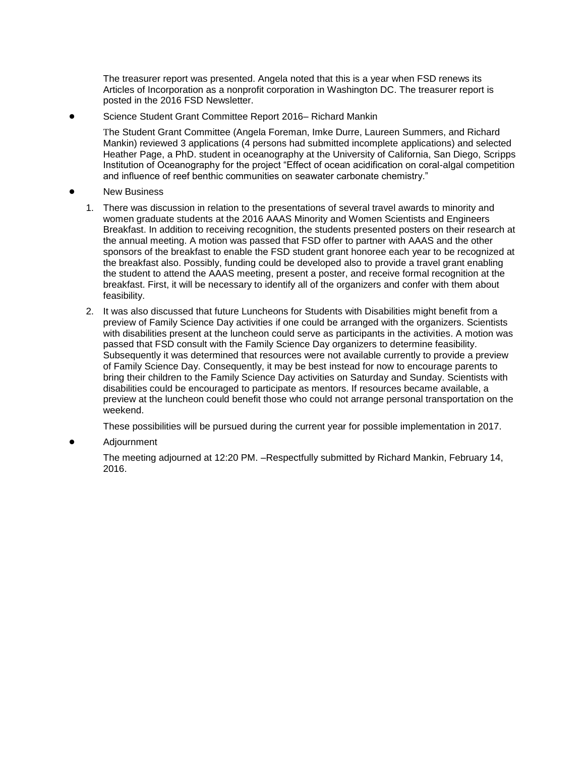The treasurer report was presented. Angela noted that this is a year when FSD renews its Articles of Incorporation as a nonprofit corporation in Washington DC. The treasurer report is posted in the 2016 FSD Newsletter.

- Science Student Grant Committee Report 2016– Richard Mankin

  The Student Grant Committee (Angela Foreman, Imke Durre, Laureen Summers, and Richard Mankin) reviewed 3 applications (4 persons had submitted incomplete applications) and selected Heather Page, a PhD. student in oceanography at the University of California, San Diego, Scripps Institution of Oceanography for the project "Effect of ocean acidification on coral-algal competition and influence of reef benthic communities on seawater carbonate chemistry."

- New Business

  1. There was discussion in relation to the presentations of several travel awards to minority and women graduate students at the 2016 AAAS Minority and Women Scientists and Engineers Breakfast. In addition to receiving recognition, the students presented posters on their research at the annual meeting. A motion was passed that FSD offer to partner with AAAS and the other sponsors of the breakfast to enable the FSD student grant honoree each year to be recognized at the breakfast also. Possibly, funding could be developed also to provide a travel grant enabling the student to attend the AAAS meeting, present a poster, and receive formal recognition at the breakfast. First, it will be necessary to identify all of the organizers and confer with them about feasibility.
  2. It was also discussed that future Luncheons for Students with Disabilities might benefit from a preview of Family Science Day activities if one could be arranged with the organizers. Scientists with disabilities present at the luncheon could serve as participants in the activities. A motion was passed that FSD consult with the Family Science Day organizers to determine feasibility. Subsequently it was determined that resources were not available currently to provide a preview of Family Science Day. Consequently, it may be best instead for now to encourage parents to bring their children to the Family Science Day activities on Saturday and Sunday. Scientists with disabilities could be encouraged to participate as mentors. If resources became available, a preview at the luncheon could benefit those who could not arrange personal transportation on the weekend.

  These possibilities will be pursued during the current year for possible implementation in 2017.

- Adjournment

  The meeting adjourned at 12:20 PM. –Respectfully submitted by Richard Mankin, February 14, 2016.